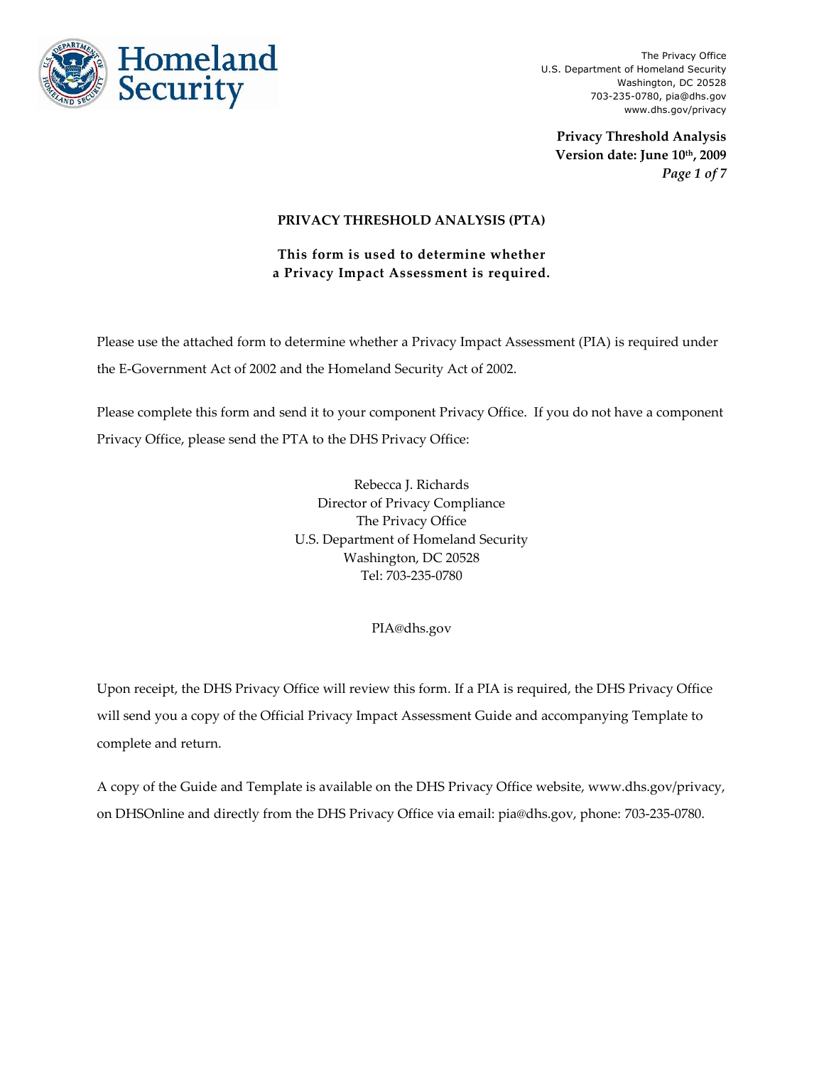The Privacy Office
U.S. Department of Homeland Security
Washington, DC 20528
703-235-0780, pia@dhs.gov
www.dhs.gov/privacy

**Privacy Threshold Analysis**
**Version date: June 10th, 2009**

# PRIVACY THRESHOLD ANALYSIS (PTA)

**This form is used to determine whether a Privacy Impact Assessment is required.**

Please use the attached form to determine whether a Privacy Impact Assessment (PIA) is required under the E-Government Act of 2002 and the Homeland Security Act of 2002.

Please complete this form and send it to your component Privacy Office. If you do not have a component Privacy Office, please send the PTA to the DHS Privacy Office:

Rebecca J. Richards
Director of Privacy Compliance
The Privacy Office
U.S. Department of Homeland Security
Washington, DC 20528
Tel: 703-235-0780

PIA@dhs.gov

Upon receipt, the DHS Privacy Office will review this form. If a PIA is required, the DHS Privacy Office will send you a copy of the Official Privacy Impact Assessment Guide and accompanying Template to complete and return.

A copy of the Guide and Template is available on the DHS Privacy Office website, www.dhs.gov/privacy, on DHSOnline and directly from the DHS Privacy Office via email: pia@dhs.gov, phone: 703-235-0780.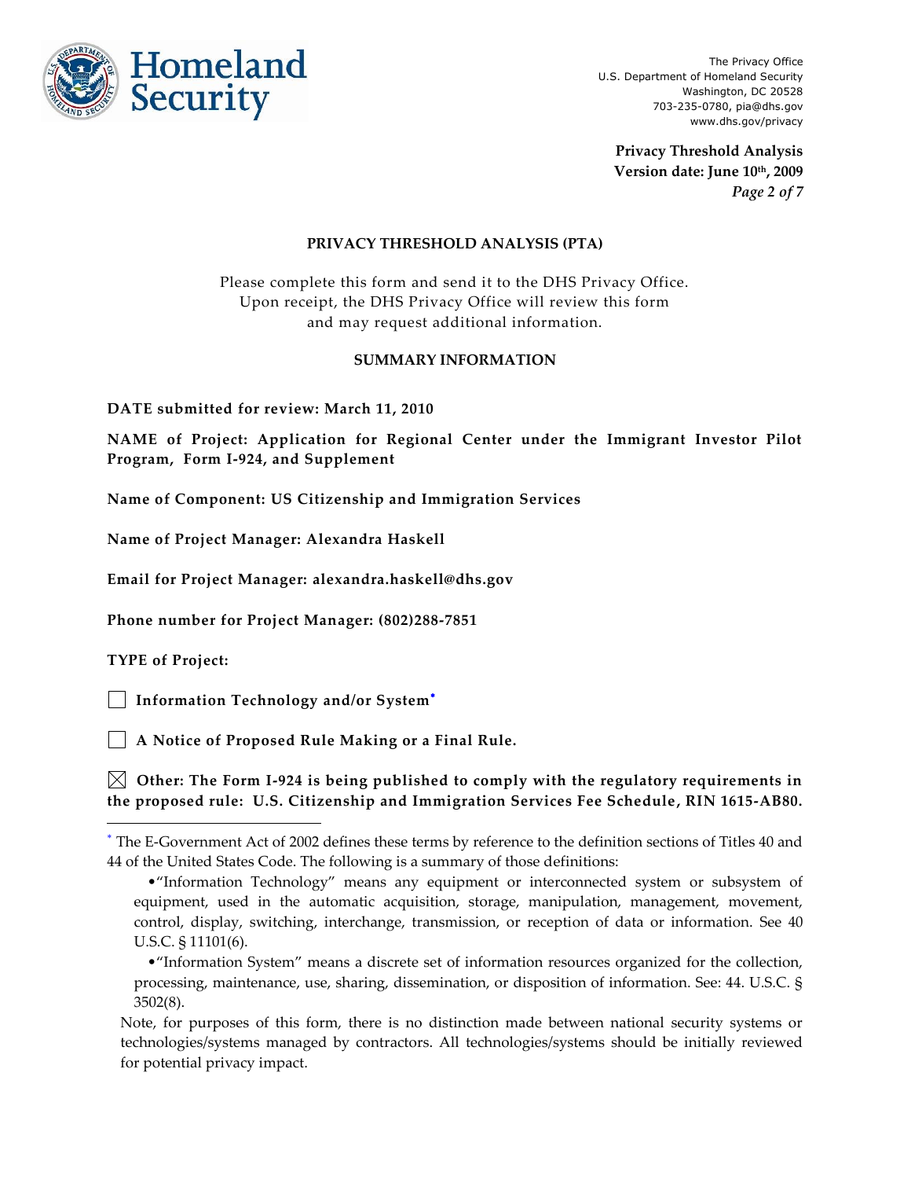## PRIVACY THRESHOLD ANALYSIS (PTA)

Please complete this form and send it to the DHS Privacy Office.
Upon receipt, the DHS Privacy Office will review this form
and may request additional information.

### SUMMARY INFORMATION

**DATE submitted for review: March 11, 2010**

**NAME of Project: Application for Regional Center under the Immigrant Investor Pilot Program, Form I-924, and Supplement**

**Name of Component: US Citizenship and Immigration Services**

**Name of Project Manager: Alexandra Haskell**

**Email for Project Manager: alexandra.haskell@dhs.gov**

**Phone number for Project Manager: (802)288-7851**

**TYPE of Project:**

☐ **Information Technology and/or System**[*]

☐ **A Notice of Proposed Rule Making or a Final Rule.**

☒ **Other: The Form I-924 is being published to comply with the regulatory requirements in the proposed rule: U.S. Citizenship and Immigration Services Fee Schedule, RIN 1615-AB80.**

---

[*] The E-Government Act of 2002 defines these terms by reference to the definition sections of Titles 40 and 44 of the United States Code. The following is a summary of those definitions:

- "Information Technology" means any equipment or interconnected system or subsystem of equipment, used in the automatic acquisition, storage, manipulation, management, movement, control, display, switching, interchange, transmission, or reception of data or information. See 40 U.S.C. § 11101(6).
- "Information System" means a discrete set of information resources organized for the collection, processing, maintenance, use, sharing, dissemination, or disposition of information. See: 44. U.S.C. § 3502(8).

Note, for purposes of this form, there is no distinction made between national security systems or technologies/systems managed by contractors. All technologies/systems should be initially reviewed for potential privacy impact.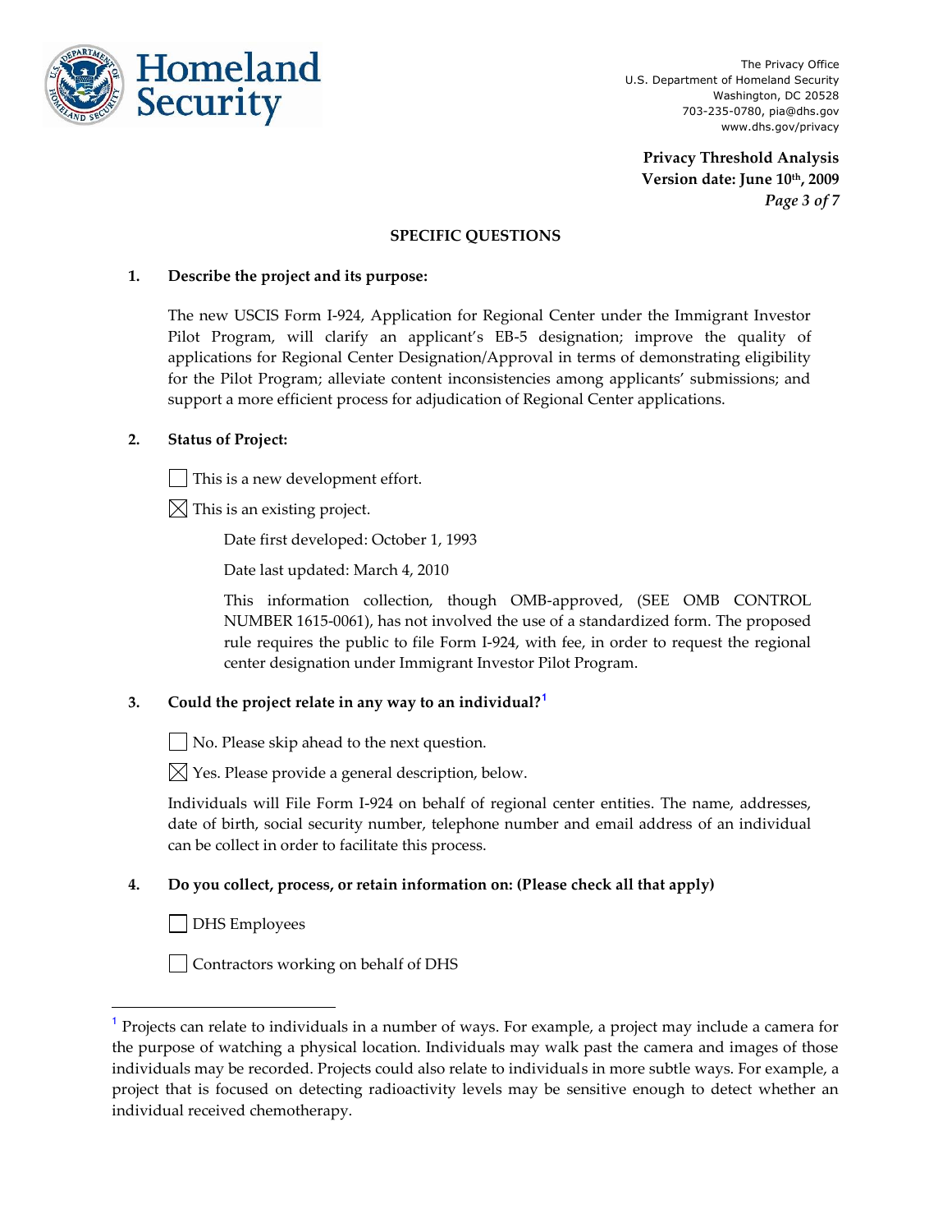## SPECIFIC QUESTIONS

**1. Describe the project and its purpose:**

The new USCIS Form I-924, Application for Regional Center under the Immigrant Investor Pilot Program, will clarify an applicant's EB-5 designation; improve the quality of applications for Regional Center Designation/Approval in terms of demonstrating eligibility for the Pilot Program; alleviate content inconsistencies among applicants' submissions; and support a more efficient process for adjudication of Regional Center applications.

**2. Status of Project:**

☐ This is a new development effort.

☒ This is an existing project.

Date first developed: October 1, 1993

Date last updated: March 4, 2010

This information collection, though OMB-approved, (SEE OMB CONTROL NUMBER 1615-0061), has not involved the use of a standardized form. The proposed rule requires the public to file Form I-924, with fee, in order to request the regional center designation under Immigrant Investor Pilot Program.

**3. Could the project relate in any way to an individual?[1]**

☐ No. Please skip ahead to the next question.

☒ Yes. Please provide a general description, below.

Individuals will File Form I-924 on behalf of regional center entities. The name, addresses, date of birth, social security number, telephone number and email address of an individual can be collect in order to facilitate this process.

**4. Do you collect, process, or retain information on: (Please check all that apply)**

☐ DHS Employees

☐ Contractors working on behalf of DHS

---

[1] Projects can relate to individuals in a number of ways. For example, a project may include a camera for the purpose of watching a physical location. Individuals may walk past the camera and images of those individuals may be recorded. Projects could also relate to individuals in more subtle ways. For example, a project that is focused on detecting radioactivity levels may be sensitive enough to detect whether an individual received chemotherapy.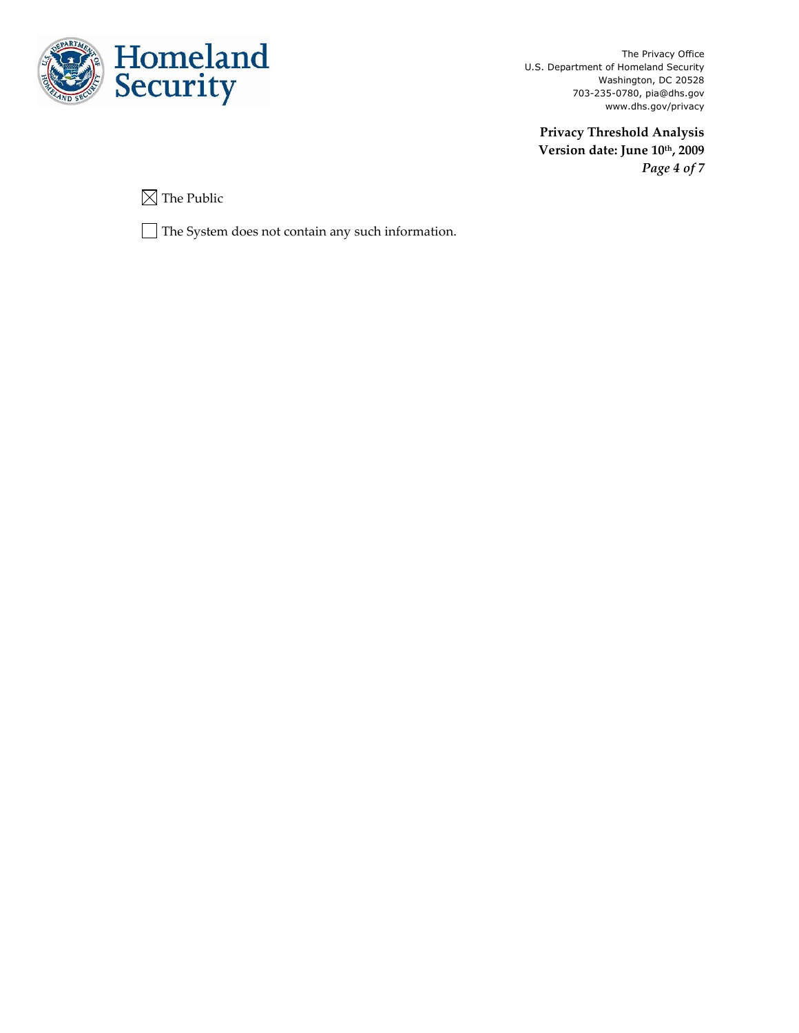☒ The Public

☐ The System does not contain any such information.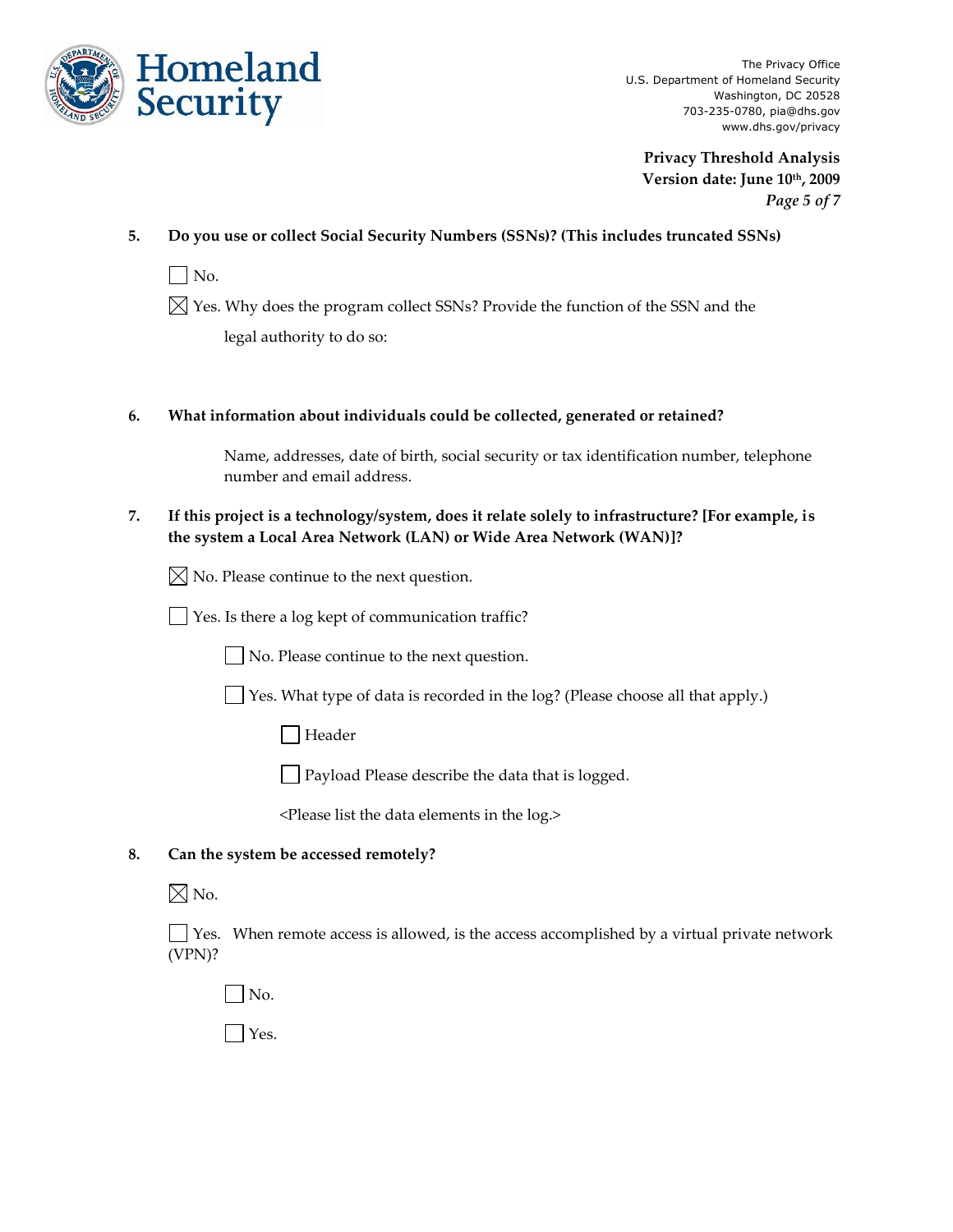**5. Do you use or collect Social Security Numbers (SSNs)? (This includes truncated SSNs)**

☐ No.

☒ Yes. Why does the program collect SSNs? Provide the function of the SSN and the legal authority to do so:

**6. What information about individuals could be collected, generated or retained?**

Name, addresses, date of birth, social security or tax identification number, telephone number and email address.

**7. If this project is a technology/system, does it relate solely to infrastructure? [For example, is the system a Local Area Network (LAN) or Wide Area Network (WAN)]?**

☒ No. Please continue to the next question.

☐ Yes. Is there a log kept of communication traffic?

- ☐ No. Please continue to the next question.
- ☐ Yes. What type of data is recorded in the log? (Please choose all that apply.)
  - ☐ Header
  - ☐ Payload Please describe the data that is logged.

  <Please list the data elements in the log.>

**8. Can the system be accessed remotely?**

☒ No.

☐ Yes. When remote access is allowed, is the access accomplished by a virtual private network (VPN)?

- ☐ No.
- ☐ Yes.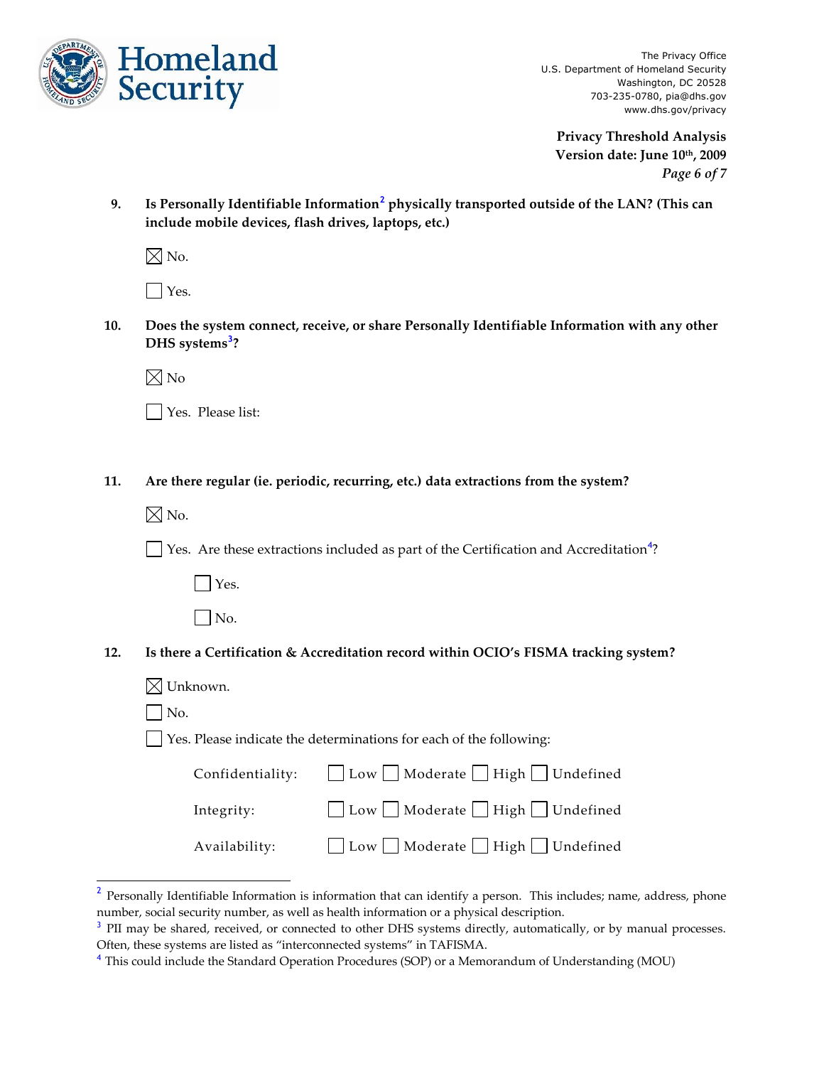9. **Is Personally Identifiable Information[2] physically transported outside of the LAN? (This can include mobile devices, flash drives, laptops, etc.)**

   ☒ No.

   ☐ Yes.

10. **Does the system connect, receive, or share Personally Identifiable Information with any other DHS systems[3]?**

    ☒ No

    ☐ Yes. Please list:

11. **Are there regular (ie. periodic, recurring, etc.) data extractions from the system?**

    ☒ No.

    ☐ Yes. Are these extractions included as part of the Certification and Accreditation[4]?

    - ☐ Yes.
    - ☐ No.

12. **Is there a Certification & Accreditation record within OCIO's FISMA tracking system?**

    ☒ Unknown.

    ☐ No.

    ☐ Yes. Please indicate the determinations for each of the following:

    | | | | | |
    |---|---|---|---|---|
    | Confidentiality: | ☐ Low | ☐ Moderate | ☐ High | ☐ Undefined |
    | Integrity: | ☐ Low | ☐ Moderate | ☐ High | ☐ Undefined |
    | Availability: | ☐ Low | ☐ Moderate | ☐ High | ☐ Undefined |

---

[2] Personally Identifiable Information is information that can identify a person. This includes; name, address, phone number, social security number, as well as health information or a physical description.

[3] PII may be shared, received, or connected to other DHS systems directly, automatically, or by manual processes. Often, these systems are listed as "interconnected systems" in TAFISMA.

[4] This could include the Standard Operation Procedures (SOP) or a Memorandum of Understanding (MOU)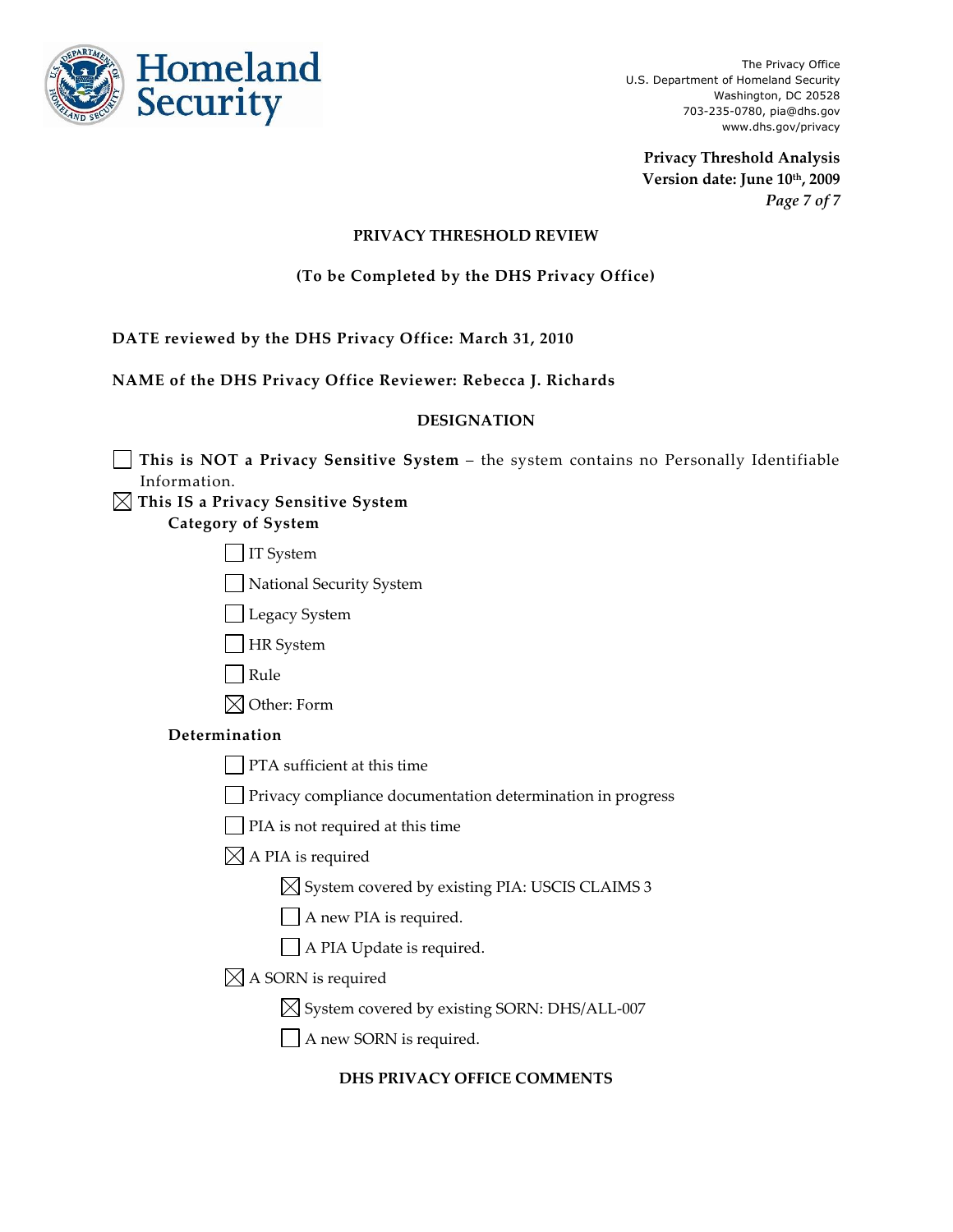## PRIVACY THRESHOLD REVIEW

**(To be Completed by the DHS Privacy Office)**

**DATE reviewed by the DHS Privacy Office: March 31, 2010**

**NAME of the DHS Privacy Office Reviewer: Rebecca J. Richards**

### DESIGNATION

☐ **This is NOT a Privacy Sensitive System** – the system contains no Personally Identifiable Information.

☒ **This IS a Privacy Sensitive System**

**Category of System**

- ☐ IT System
- ☐ National Security System
- ☐ Legacy System
- ☐ HR System
- ☐ Rule
- ☒ Other: Form

**Determination**

- ☐ PTA sufficient at this time
- ☐ Privacy compliance documentation determination in progress
- ☐ PIA is not required at this time
- ☒ A PIA is required
  - ☒ System covered by existing PIA: USCIS CLAIMS 3
  - ☐ A new PIA is required.
  - ☐ A PIA Update is required.
- ☒ A SORN is required
  - ☒ System covered by existing SORN: DHS/ALL-007
  - ☐ A new SORN is required.

### DHS PRIVACY OFFICE COMMENTS